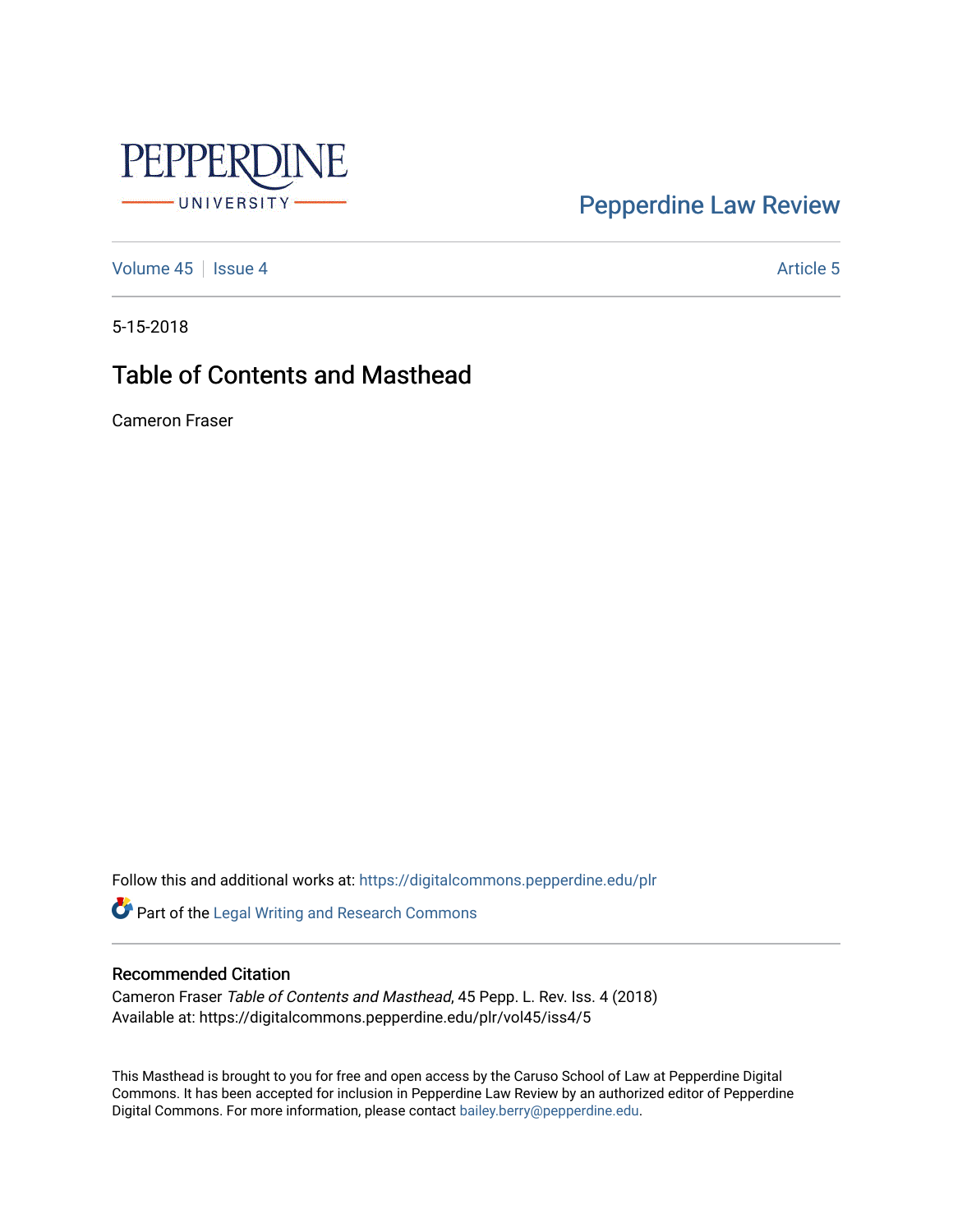Pepperdine Law Review

Volume 45 | Issue 4 — Article 5

5-15-2018

# Table of Contents and Masthead

Cameron Fraser

Follow this and additional works at: https://digitalcommons.pepperdine.edu/plr

Part of the Legal Writing and Research Commons

## Recommended Citation

Cameron Fraser *Table of Contents and Masthead*, 45 Pepp. L. Rev. Iss. 4 (2018)
Available at: https://digitalcommons.pepperdine.edu/plr/vol45/iss4/5

This Masthead is brought to you for free and open access by the Caruso School of Law at Pepperdine Digital Commons. It has been accepted for inclusion in Pepperdine Law Review by an authorized editor of Pepperdine Digital Commons. For more information, please contact bailey.berry@pepperdine.edu.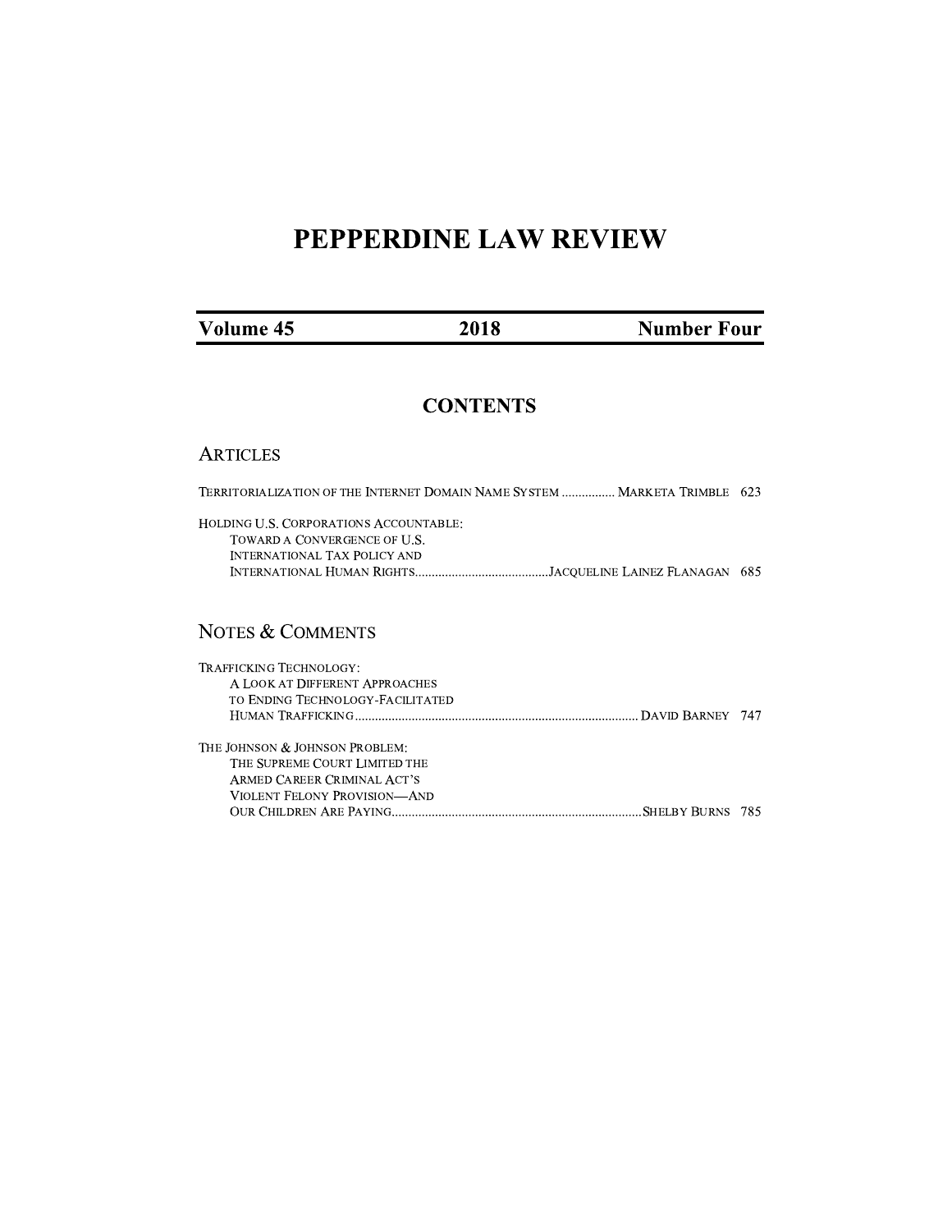# PEPPERDINE LAW REVIEW

| Volume 45 | 2018 | Number Four |
|---|---|---|

## CONTENTS

### ARTICLES

TERRITORIALIZATION OF THE INTERNET DOMAIN NAME SYSTEM ................ MARKETA TRIMBLE 623

HOLDING U.S. CORPORATIONS ACCOUNTABLE:
TOWARD A CONVERGENCE OF U.S.
INTERNATIONAL TAX POLICY AND
INTERNATIONAL HUMAN RIGHTS........................................JACQUELINE LAINEZ FLANAGAN 685

### NOTES & COMMENTS

TRAFFICKING TECHNOLOGY:
A LOOK AT DIFFERENT APPROACHES
TO ENDING TECHNOLOGY-FACILITATED
HUMAN TRAFFICKING.................................................................................... DAVID BARNEY 747

THE JOHNSON & JOHNSON PROBLEM:
THE SUPREME COURT LIMITED THE
ARMED CAREER CRIMINAL ACT'S
VIOLENT FELONY PROVISION—AND
OUR CHILDREN ARE PAYING..........................................................................SHELBY BURNS 785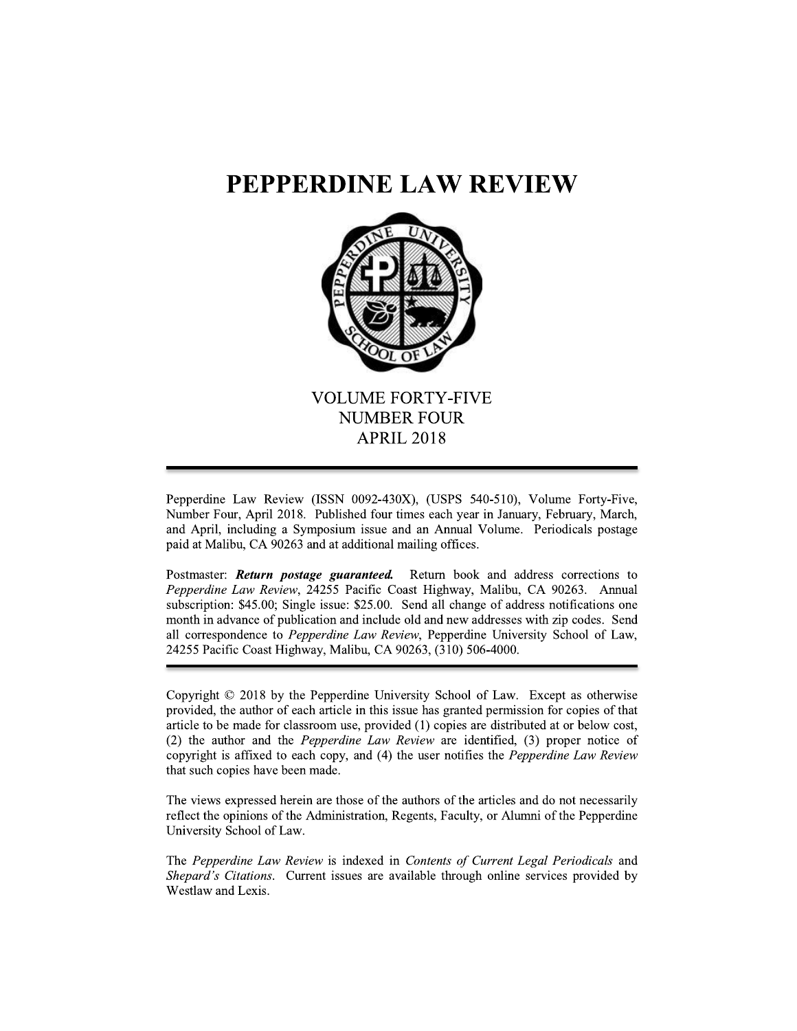# PEPPERDINE LAW REVIEW

VOLUME FORTY-FIVE
NUMBER FOUR
APRIL 2018

---

Pepperdine Law Review (ISSN 0092-430X), (USPS 540-510), Volume Forty-Five, Number Four, April 2018. Published four times each year in January, February, March, and April, including a Symposium issue and an Annual Volume. Periodicals postage paid at Malibu, CA 90263 and at additional mailing offices.

Postmaster: ***Return postage guaranteed.*** Return book and address corrections to *Pepperdine Law Review*, 24255 Pacific Coast Highway, Malibu, CA 90263. Annual subscription: $45.00; Single issue: $25.00. Send all change of address notifications one month in advance of publication and include old and new addresses with zip codes. Send all correspondence to *Pepperdine Law Review*, Pepperdine University School of Law, 24255 Pacific Coast Highway, Malibu, CA 90263, (310) 506-4000.

---

Copyright © 2018 by the Pepperdine University School of Law. Except as otherwise provided, the author of each article in this issue has granted permission for copies of that article to be made for classroom use, provided (1) copies are distributed at or below cost, (2) the author and the *Pepperdine Law Review* are identified, (3) proper notice of copyright is affixed to each copy, and (4) the user notifies the *Pepperdine Law Review* that such copies have been made.

The views expressed herein are those of the authors of the articles and do not necessarily reflect the opinions of the Administration, Regents, Faculty, or Alumni of the Pepperdine University School of Law.

The *Pepperdine Law Review* is indexed in *Contents of Current Legal Periodicals* and *Shepard's Citations*. Current issues are available through online services provided by Westlaw and Lexis.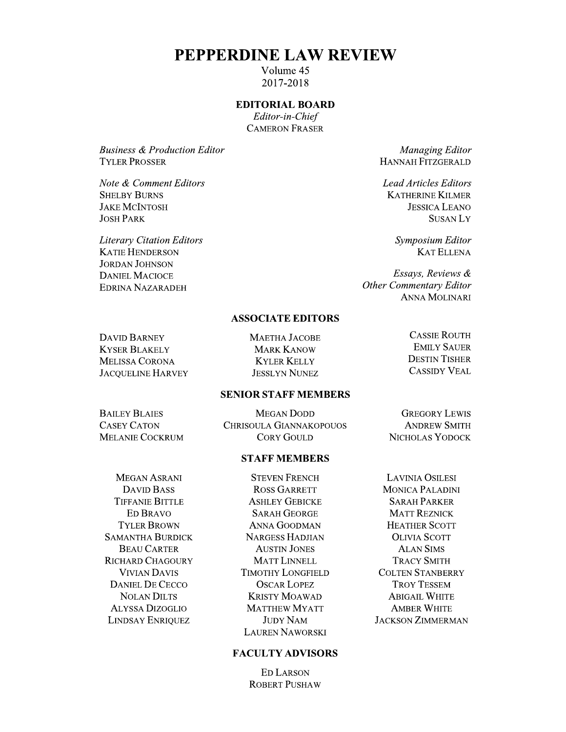# PEPPERDINE LAW REVIEW

Volume 45
2017-2018

## EDITORIAL BOARD

*Editor-in-Chief*
CAMERON FRASER

*Business & Production Editor*
TYLER PROSSER

*Managing Editor*
HANNAH FITZGERALD

*Note & Comment Editors*
SHELBY BURNS
JAKE MCINTOSH
JOSH PARK

*Lead Articles Editors*
KATHERINE KILMER
JESSICA LEANO
SUSAN LY

*Literary Citation Editors*
KATIE HENDERSON
JORDAN JOHNSON
DANIEL MACIOCE
EDRINA NAZARADEH

*Symposium Editor*
KAT ELLENA

*Essays, Reviews & Other Commentary Editor*
ANNA MOLINARI

## ASSOCIATE EDITORS

DAVID BARNEY
KYSER BLAKELY
MELISSA CORONA
JACQUELINE HARVEY
MAETHA JACOBE
MARK KANOW
KYLER KELLY
JESSLYN NUNEZ
CASSIE ROUTH
EMILY SAUER
DESTIN TISHER
CASSIDY VEAL

## SENIOR STAFF MEMBERS

BAILEY BLAIES
CASEY CATON
MELANIE COCKRUM
MEGAN DODD
CHRISOULA GIANNAKOPOUOS
CORY GOULD
GREGORY LEWIS
ANDREW SMITH
NICHOLAS YODOCK

## STAFF MEMBERS

MEGAN ASRANI
DAVID BASS
TIFFANIE BITTLE
ED BRAVO
TYLER BROWN
SAMANTHA BURDICK
BEAU CARTER
RICHARD CHAGOURY
VIVIAN DAVIS
DANIEL DE CECCO
NOLAN DILTS
ALYSSA DIZOGLIO
LINDSAY ENRIQUEZ
STEVEN FRENCH
ROSS GARRETT
ASHLEY GEBICKE
SARAH GEORGE
ANNA GOODMAN
NARGESS HADJIAN
AUSTIN JONES
MATT LINNELL
TIMOTHY LONGFIELD
OSCAR LOPEZ
KRISTY MOAWAD
MATTHEW MYATT
JUDY NAM
LAUREN NAWORSKI
LAVINIA OSILESI
MONICA PALADINI
SARAH PARKER
MATT REZNICK
HEATHER SCOTT
OLIVIA SCOTT
ALAN SIMS
TRACY SMITH
COLTEN STANBERRY
TROY TESSEM
ABIGAIL WHITE
AMBER WHITE
JACKSON ZIMMERMAN

## FACULTY ADVISORS

ED LARSON
ROBERT PUSHAW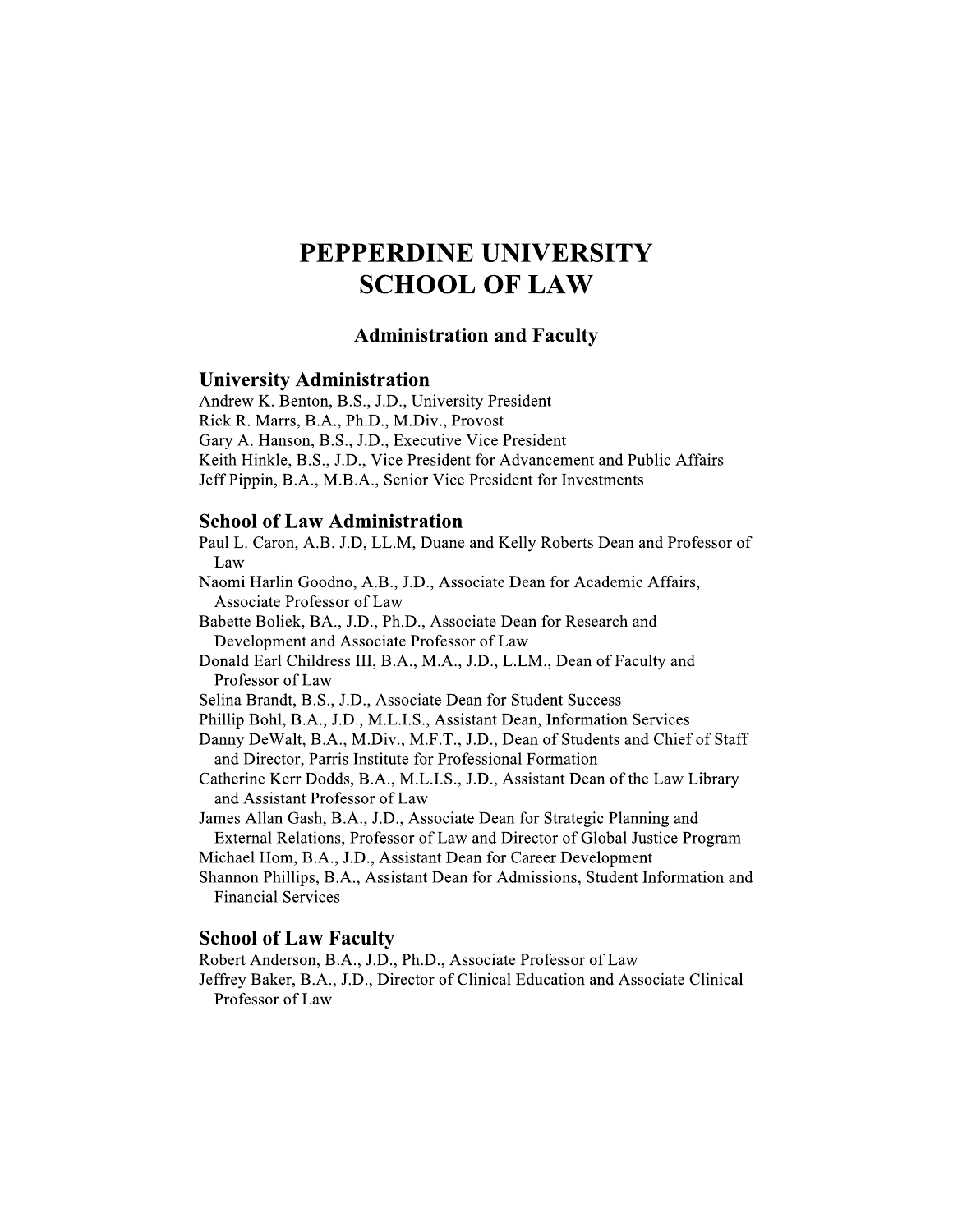# PEPPERDINE UNIVERSITY
# SCHOOL OF LAW

## Administration and Faculty

### University Administration

Andrew K. Benton, B.S., J.D., University President
Rick R. Marrs, B.A., Ph.D., M.Div., Provost
Gary A. Hanson, B.S., J.D., Executive Vice President
Keith Hinkle, B.S., J.D., Vice President for Advancement and Public Affairs
Jeff Pippin, B.A., M.B.A., Senior Vice President for Investments

### School of Law Administration

Paul L. Caron, A.B. J.D, LL.M, Duane and Kelly Roberts Dean and Professor of Law
Naomi Harlin Goodno, A.B., J.D., Associate Dean for Academic Affairs, Associate Professor of Law
Babette Boliek, BA., J.D., Ph.D., Associate Dean for Research and Development and Associate Professor of Law
Donald Earl Childress III, B.A., M.A., J.D., L.LM., Dean of Faculty and Professor of Law
Selina Brandt, B.S., J.D., Associate Dean for Student Success
Phillip Bohl, B.A., J.D., M.L.I.S., Assistant Dean, Information Services
Danny DeWalt, B.A., M.Div., M.F.T., J.D., Dean of Students and Chief of Staff and Director, Parris Institute for Professional Formation
Catherine Kerr Dodds, B.A., M.L.I.S., J.D., Assistant Dean of the Law Library and Assistant Professor of Law
James Allan Gash, B.A., J.D., Associate Dean for Strategic Planning and External Relations, Professor of Law and Director of Global Justice Program
Michael Hom, B.A., J.D., Assistant Dean for Career Development
Shannon Phillips, B.A., Assistant Dean for Admissions, Student Information and Financial Services

### School of Law Faculty

Robert Anderson, B.A., J.D., Ph.D., Associate Professor of Law
Jeffrey Baker, B.A., J.D., Director of Clinical Education and Associate Clinical Professor of Law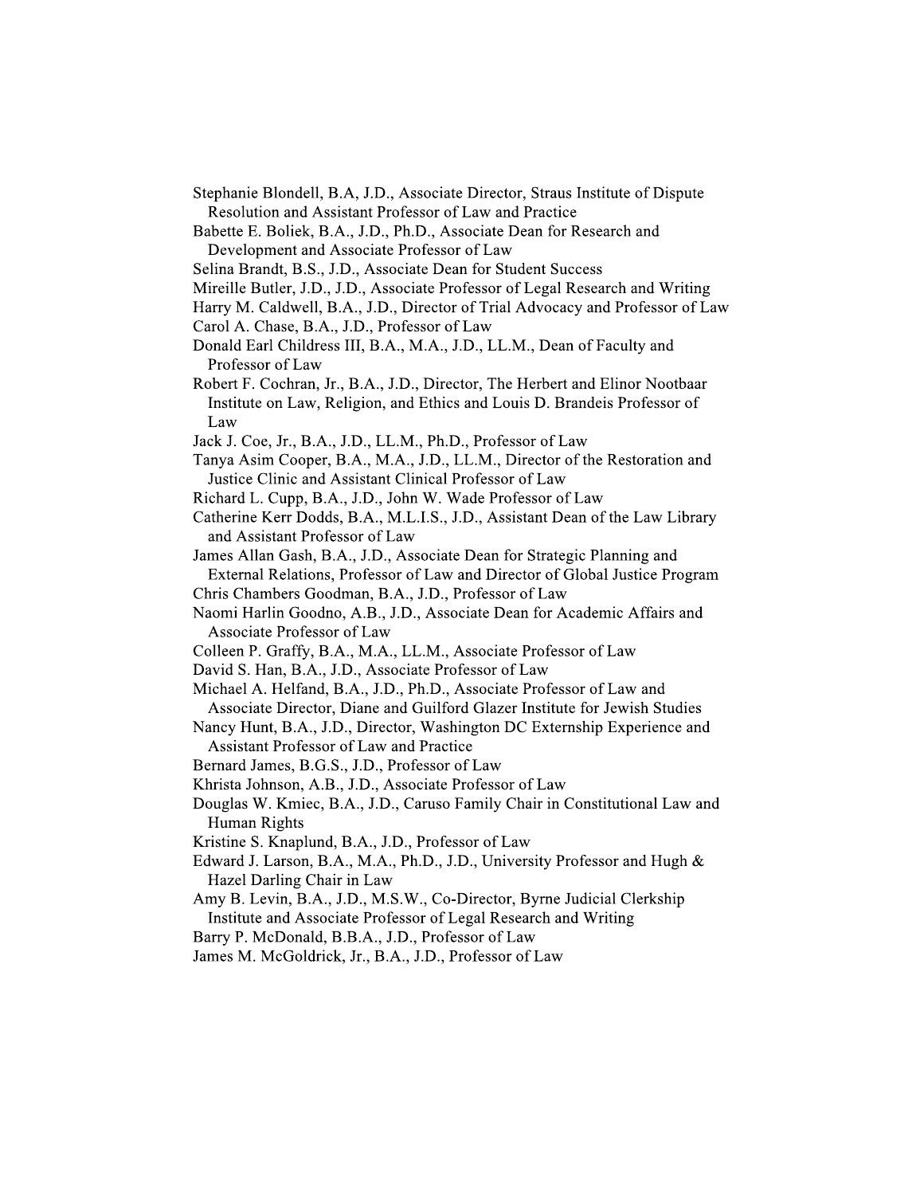Stephanie Blondell, B.A, J.D., Associate Director, Straus Institute of Dispute Resolution and Assistant Professor of Law and Practice

Babette E. Boliek, B.A., J.D., Ph.D., Associate Dean for Research and Development and Associate Professor of Law

Selina Brandt, B.S., J.D., Associate Dean for Student Success

Mireille Butler, J.D., J.D., Associate Professor of Legal Research and Writing

Harry M. Caldwell, B.A., J.D., Director of Trial Advocacy and Professor of Law

Carol A. Chase, B.A., J.D., Professor of Law

Donald Earl Childress III, B.A., M.A., J.D., LL.M., Dean of Faculty and Professor of Law

Robert F. Cochran, Jr., B.A., J.D., Director, The Herbert and Elinor Nootbaar Institute on Law, Religion, and Ethics and Louis D. Brandeis Professor of Law

Jack J. Coe, Jr., B.A., J.D., LL.M., Ph.D., Professor of Law

Tanya Asim Cooper, B.A., M.A., J.D., LL.M., Director of the Restoration and Justice Clinic and Assistant Clinical Professor of Law

Richard L. Cupp, B.A., J.D., John W. Wade Professor of Law

Catherine Kerr Dodds, B.A., M.L.I.S., J.D., Assistant Dean of the Law Library and Assistant Professor of Law

James Allan Gash, B.A., J.D., Associate Dean for Strategic Planning and External Relations, Professor of Law and Director of Global Justice Program

Chris Chambers Goodman, B.A., J.D., Professor of Law

Naomi Harlin Goodno, A.B., J.D., Associate Dean for Academic Affairs and Associate Professor of Law

Colleen P. Graffy, B.A., M.A., LL.M., Associate Professor of Law

David S. Han, B.A., J.D., Associate Professor of Law

Michael A. Helfand, B.A., J.D., Ph.D., Associate Professor of Law and Associate Director, Diane and Guilford Glazer Institute for Jewish Studies

Nancy Hunt, B.A., J.D., Director, Washington DC Externship Experience and Assistant Professor of Law and Practice

Bernard James, B.G.S., J.D., Professor of Law

Khrista Johnson, A.B., J.D., Associate Professor of Law

Douglas W. Kmiec, B.A., J.D., Caruso Family Chair in Constitutional Law and Human Rights

Kristine S. Knaplund, B.A., J.D., Professor of Law

Edward J. Larson, B.A., M.A., Ph.D., J.D., University Professor and Hugh & Hazel Darling Chair in Law

Amy B. Levin, B.A., J.D., M.S.W., Co-Director, Byrne Judicial Clerkship Institute and Associate Professor of Legal Research and Writing

Barry P. McDonald, B.B.A., J.D., Professor of Law

James M. McGoldrick, Jr., B.A., J.D., Professor of Law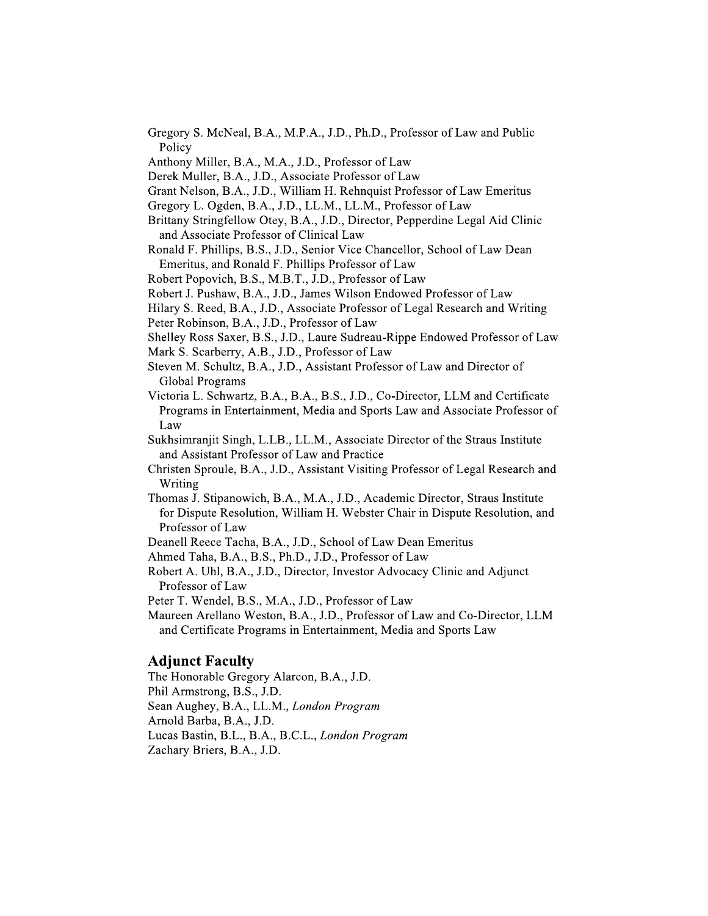Gregory S. McNeal, B.A., M.P.A., J.D., Ph.D., Professor of Law and Public Policy

Anthony Miller, B.A., M.A., J.D., Professor of Law

Derek Muller, B.A., J.D., Associate Professor of Law

Grant Nelson, B.A., J.D., William H. Rehnquist Professor of Law Emeritus

Gregory L. Ogden, B.A., J.D., LL.M., LL.M., Professor of Law

Brittany Stringfellow Otey, B.A., J.D., Director, Pepperdine Legal Aid Clinic and Associate Professor of Clinical Law

Ronald F. Phillips, B.S., J.D., Senior Vice Chancellor, School of Law Dean Emeritus, and Ronald F. Phillips Professor of Law

Robert Popovich, B.S., M.B.T., J.D., Professor of Law

Robert J. Pushaw, B.A., J.D., James Wilson Endowed Professor of Law

Hilary S. Reed, B.A., J.D., Associate Professor of Legal Research and Writing

Peter Robinson, B.A., J.D., Professor of Law

Shelley Ross Saxer, B.S., J.D., Laure Sudreau-Rippe Endowed Professor of Law

Mark S. Scarberry, A.B., J.D., Professor of Law

Steven M. Schultz, B.A., J.D., Assistant Professor of Law and Director of Global Programs

Victoria L. Schwartz, B.A., B.A., B.S., J.D., Co-Director, LLM and Certificate Programs in Entertainment, Media and Sports Law and Associate Professor of Law

Sukhsimranjit Singh, L.LB., LL.M., Associate Director of the Straus Institute and Assistant Professor of Law and Practice

Christen Sproule, B.A., J.D., Assistant Visiting Professor of Legal Research and Writing

Thomas J. Stipanowich, B.A., M.A., J.D., Academic Director, Straus Institute for Dispute Resolution, William H. Webster Chair in Dispute Resolution, and Professor of Law

Deanell Reece Tacha, B.A., J.D., School of Law Dean Emeritus

Ahmed Taha, B.A., B.S., Ph.D., J.D., Professor of Law

Robert A. Uhl, B.A., J.D., Director, Investor Advocacy Clinic and Adjunct Professor of Law

Peter T. Wendel, B.S., M.A., J.D., Professor of Law

Maureen Arellano Weston, B.A., J.D., Professor of Law and Co-Director, LLM and Certificate Programs in Entertainment, Media and Sports Law

## Adjunct Faculty

The Honorable Gregory Alarcon, B.A., J.D.

Phil Armstrong, B.S., J.D.

Sean Aughey, B.A., LL.M., *London Program*

Arnold Barba, B.A., J.D.

Lucas Bastin, B.L., B.A., B.C.L., *London Program*

Zachary Briers, B.A., J.D.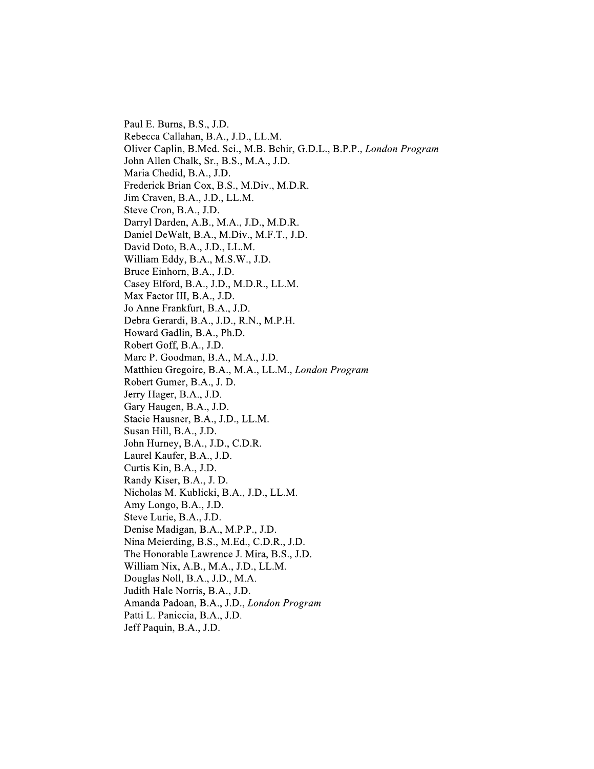Paul E. Burns, B.S., J.D.
Rebecca Callahan, B.A., J.D., LL.M.
Oliver Caplin, B.Med. Sci., M.B. Bchir, G.D.L., B.P.P., *London Program*
John Allen Chalk, Sr., B.S., M.A., J.D.
Maria Chedid, B.A., J.D.
Frederick Brian Cox, B.S., M.Div., M.D.R.
Jim Craven, B.A., J.D., LL.M.
Steve Cron, B.A., J.D.
Darryl Darden, A.B., M.A., J.D., M.D.R.
Daniel DeWalt, B.A., M.Div., M.F.T., J.D.
David Doto, B.A., J.D., LL.M.
William Eddy, B.A., M.S.W., J.D.
Bruce Einhorn, B.A., J.D.
Casey Elford, B.A., J.D., M.D.R., LL.M.
Max Factor III, B.A., J.D.
Jo Anne Frankfurt, B.A., J.D.
Debra Gerardi, B.A., J.D., R.N., M.P.H.
Howard Gadlin, B.A., Ph.D.
Robert Goff, B.A., J.D.
Marc P. Goodman, B.A., M.A., J.D.
Matthieu Gregoire, B.A., M.A., LL.M., *London Program*
Robert Gumer, B.A., J. D.
Jerry Hager, B.A., J.D.
Gary Haugen, B.A., J.D.
Stacie Hausner, B.A., J.D., LL.M.
Susan Hill, B.A., J.D.
John Hurney, B.A., J.D., C.D.R.
Laurel Kaufer, B.A., J.D.
Curtis Kin, B.A., J.D.
Randy Kiser, B.A., J. D.
Nicholas M. Kublicki, B.A., J.D., LL.M.
Amy Longo, B.A., J.D.
Steve Lurie, B.A., J.D.
Denise Madigan, B.A., M.P.P., J.D.
Nina Meierding, B.S., M.Ed., C.D.R., J.D.
The Honorable Lawrence J. Mira, B.S., J.D.
William Nix, A.B., M.A., J.D., LL.M.
Douglas Noll, B.A., J.D., M.A.
Judith Hale Norris, B.A., J.D.
Amanda Padoan, B.A., J.D., *London Program*
Patti L. Paniccia, B.A., J.D.
Jeff Paquin, B.A., J.D.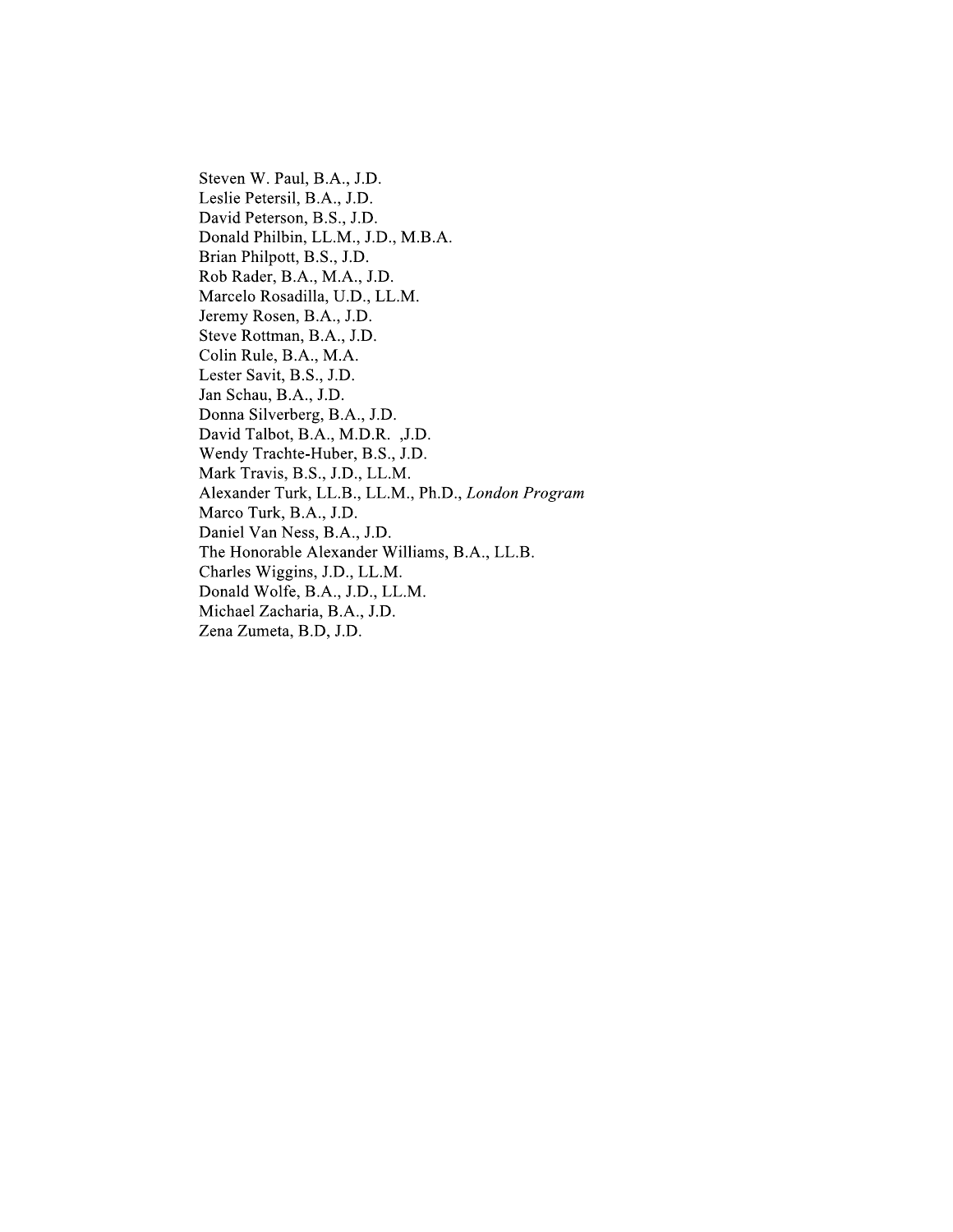Steven W. Paul, B.A., J.D.
Leslie Petersil, B.A., J.D.
David Peterson, B.S., J.D.
Donald Philbin, LL.M., J.D., M.B.A.
Brian Philpott, B.S., J.D.
Rob Rader, B.A., M.A., J.D.
Marcelo Rosadilla, U.D., LL.M.
Jeremy Rosen, B.A., J.D.
Steve Rottman, B.A., J.D.
Colin Rule, B.A., M.A.
Lester Savit, B.S., J.D.
Jan Schau, B.A., J.D.
Donna Silverberg, B.A., J.D.
David Talbot, B.A., M.D.R. ,J.D.
Wendy Trachte-Huber, B.S., J.D.
Mark Travis, B.S., J.D., LL.M.
Alexander Turk, LL.B., LL.M., Ph.D., *London Program*
Marco Turk, B.A., J.D.
Daniel Van Ness, B.A., J.D.
The Honorable Alexander Williams, B.A., LL.B.
Charles Wiggins, J.D., LL.M.
Donald Wolfe, B.A., J.D., LL.M.
Michael Zacharia, B.A., J.D.
Zena Zumeta, B.D, J.D.